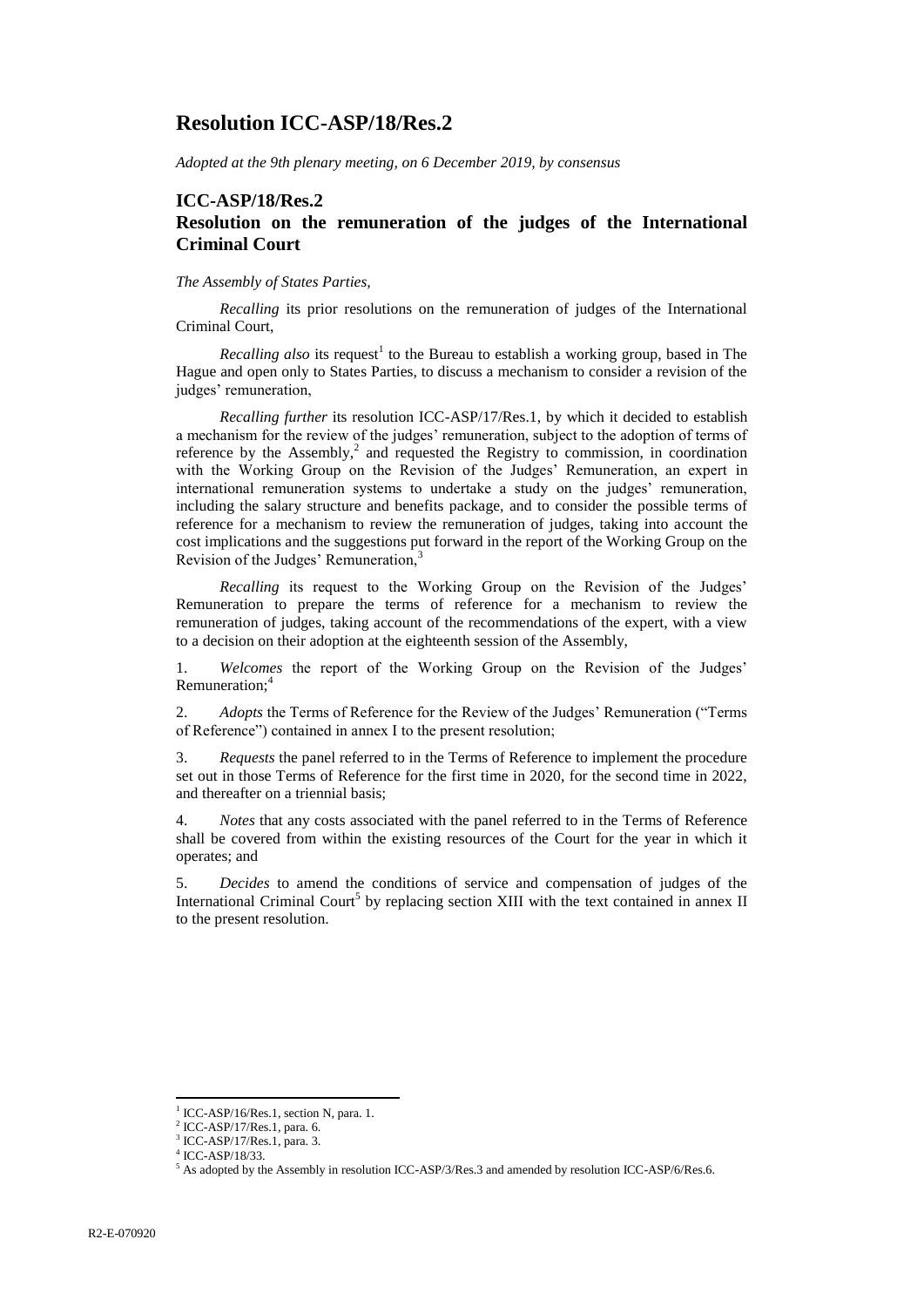# Resolution ICC-ASP/18/Res.2

*Adopted at the 9th plenary meeting, on 6 December 2019, by consensus*

## ICC-ASP/18/Res.2
## Resolution on the remuneration of the judges of the International Criminal Court

*The Assembly of States Parties,*

*Recalling* its prior resolutions on the remuneration of judges of the International Criminal Court,

*Recalling also* its request[1] to the Bureau to establish a working group, based in The Hague and open only to States Parties, to discuss a mechanism to consider a revision of the judges' remuneration,

*Recalling further* its resolution ICC-ASP/17/Res.1, by which it decided to establish a mechanism for the review of the judges' remuneration, subject to the adoption of terms of reference by the Assembly,[2] and requested the Registry to commission, in coordination with the Working Group on the Revision of the Judges' Remuneration, an expert in international remuneration systems to undertake a study on the judges' remuneration, including the salary structure and benefits package, and to consider the possible terms of reference for a mechanism to review the remuneration of judges, taking into account the cost implications and the suggestions put forward in the report of the Working Group on the Revision of the Judges' Remuneration,[3]

*Recalling* its request to the Working Group on the Revision of the Judges' Remuneration to prepare the terms of reference for a mechanism to review the remuneration of judges, taking account of the recommendations of the expert, with a view to a decision on their adoption at the eighteenth session of the Assembly,

1. *Welcomes* the report of the Working Group on the Revision of the Judges' Remuneration;[4]

2. *Adopts* the Terms of Reference for the Review of the Judges' Remuneration ("Terms of Reference") contained in annex I to the present resolution;

3. *Requests* the panel referred to in the Terms of Reference to implement the procedure set out in those Terms of Reference for the first time in 2020, for the second time in 2022, and thereafter on a triennial basis;

4. *Notes* that any costs associated with the panel referred to in the Terms of Reference shall be covered from within the existing resources of the Court for the year in which it operates; and

5. *Decides* to amend the conditions of service and compensation of judges of the International Criminal Court[5] by replacing section XIII with the text contained in annex II to the present resolution.

---

[1] ICC-ASP/16/Res.1, section N, para. 1.

[2] ICC-ASP/17/Res.1, para. 6.

[3] ICC-ASP/17/Res.1, para. 3.

[4] ICC-ASP/18/33.

[5] As adopted by the Assembly in resolution ICC-ASP/3/Res.3 and amended by resolution ICC-ASP/6/Res.6.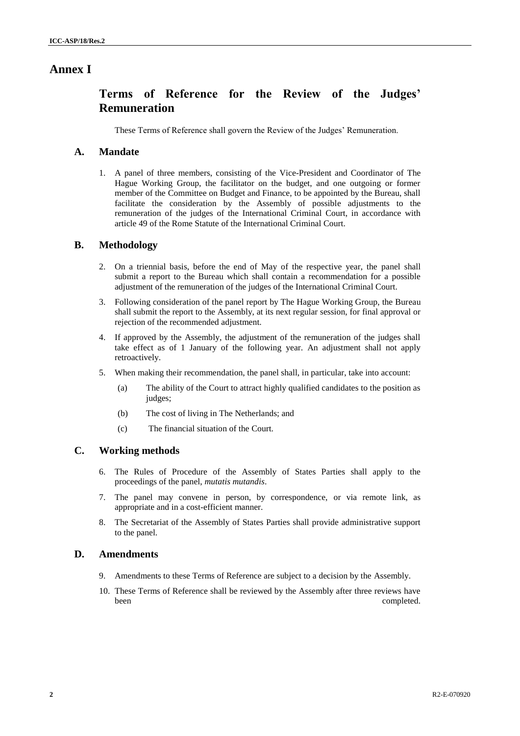# Annex I

## Terms of Reference for the Review of the Judges' Remuneration

These Terms of Reference shall govern the Review of the Judges' Remuneration.

### A. Mandate

1. A panel of three members, consisting of the Vice-President and Coordinator of The Hague Working Group, the facilitator on the budget, and one outgoing or former member of the Committee on Budget and Finance, to be appointed by the Bureau, shall facilitate the consideration by the Assembly of possible adjustments to the remuneration of the judges of the International Criminal Court, in accordance with article 49 of the Rome Statute of the International Criminal Court.

### B. Methodology

2. On a triennial basis, before the end of May of the respective year, the panel shall submit a report to the Bureau which shall contain a recommendation for a possible adjustment of the remuneration of the judges of the International Criminal Court.

3. Following consideration of the panel report by The Hague Working Group, the Bureau shall submit the report to the Assembly, at its next regular session, for final approval or rejection of the recommended adjustment.

4. If approved by the Assembly, the adjustment of the remuneration of the judges shall take effect as of 1 January of the following year. An adjustment shall not apply retroactively.

5. When making their recommendation, the panel shall, in particular, take into account:

   (a) The ability of the Court to attract highly qualified candidates to the position as judges;

   (b) The cost of living in The Netherlands; and

   (c) The financial situation of the Court.

### C. Working methods

6. The Rules of Procedure of the Assembly of States Parties shall apply to the proceedings of the panel, *mutatis mutandis*.

7. The panel may convene in person, by correspondence, or via remote link, as appropriate and in a cost-efficient manner.

8. The Secretariat of the Assembly of States Parties shall provide administrative support to the panel.

### D. Amendments

9. Amendments to these Terms of Reference are subject to a decision by the Assembly.

10. These Terms of Reference shall be reviewed by the Assembly after three reviews have been completed.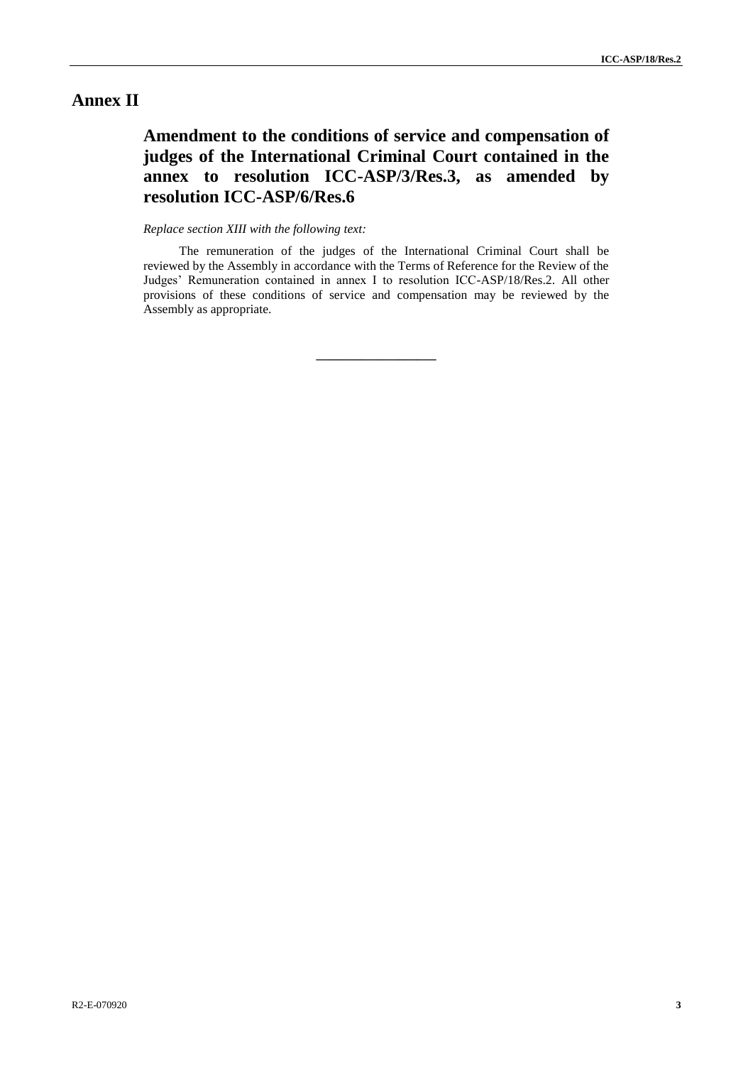# Annex II

## Amendment to the conditions of service and compensation of judges of the International Criminal Court contained in the annex to resolution ICC-ASP/3/Res.3, as amended by resolution ICC-ASP/6/Res.6

*Replace section XIII with the following text:*

The remuneration of the judges of the International Criminal Court shall be reviewed by the Assembly in accordance with the Terms of Reference for the Review of the Judges' Remuneration contained in annex I to resolution ICC-ASP/18/Res.2. All other provisions of these conditions of service and compensation may be reviewed by the Assembly as appropriate.

\_\_\_\_\_\_\_\_\_\_\_\_\_\_\_\_\_\_\_\_